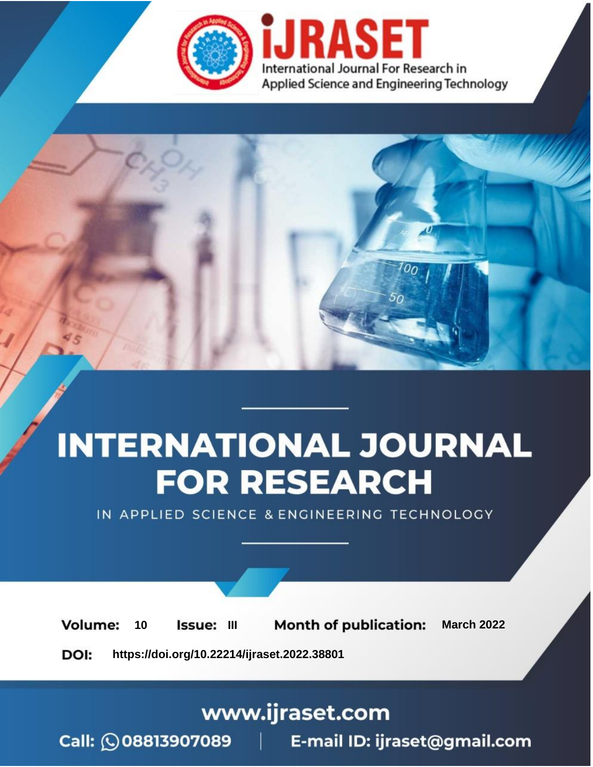iJRASET

International Journal For Research in Applied Science and Engineering Technology

# INTERNATIONAL JOURNAL FOR RESEARCH

IN APPLIED SCIENCE & ENGINEERING TECHNOLOGY

**Volume:** 10 **Issue:** III **Month of publication:** March 2022

**DOI:** https://doi.org/10.22214/ijraset.2022.38801

www.ijraset.com

Call: 08813907089 | E-mail ID: ijraset@gmail.com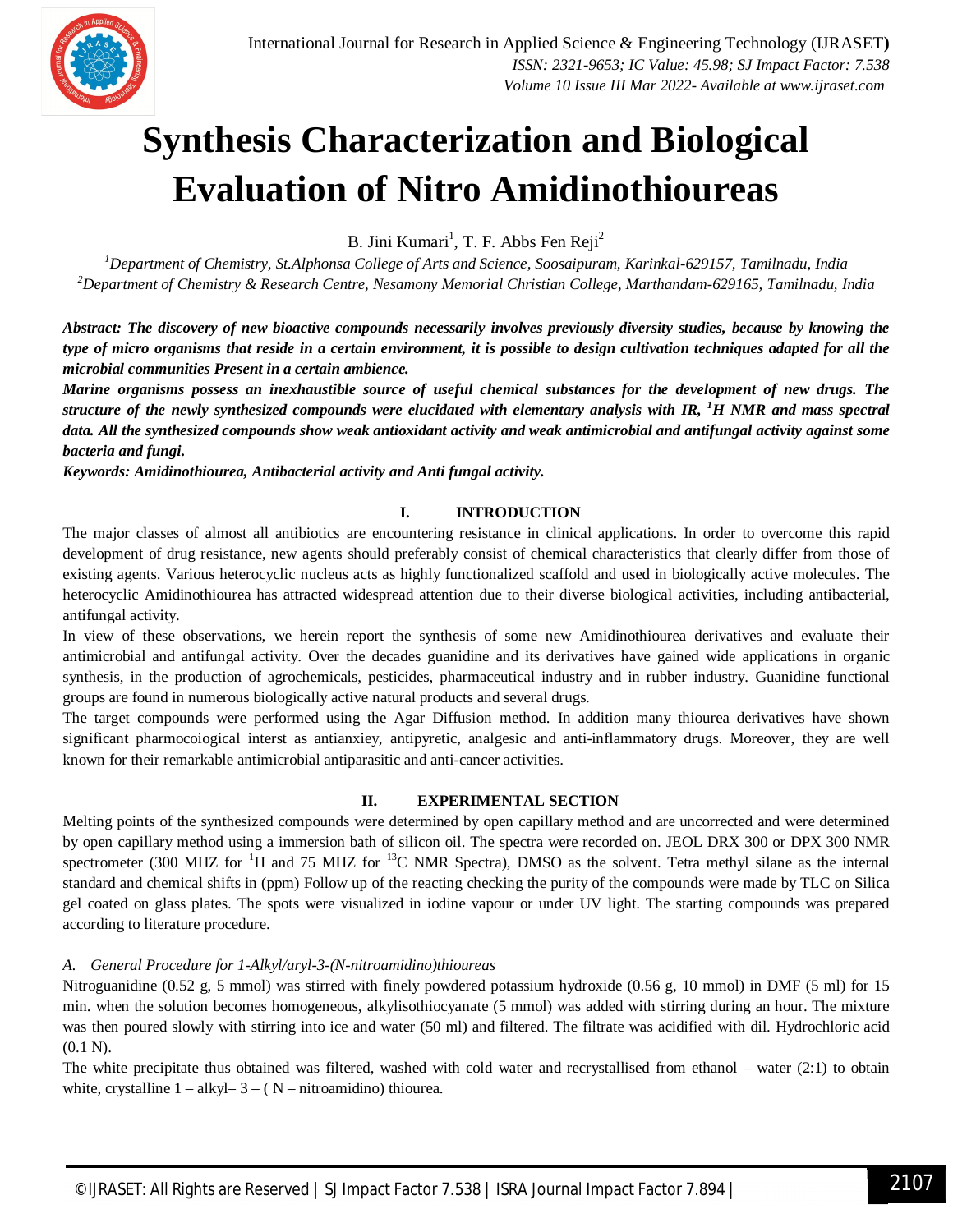# Synthesis Characterization and Biological Evaluation of Nitro Amidinothioureas

B. Jini Kumari[1], T. F. Abbs Fen Reji[2]

[1]*Department of Chemistry, St.Alphonsa College of Arts and Science, Soosaipuram, Karinkal-629157, Tamilnadu, India*
[2]*Department of Chemistry & Research Centre, Nesamony Memorial Christian College, Marthandam-629165, Tamilnadu, India*

***Abstract: The discovery of new bioactive compounds necessarily involves previously diversity studies, because by knowing the type of micro organisms that reside in a certain environment, it is possible to design cultivation techniques adapted for all the microbial communities Present in a certain ambience.***
***Marine organisms possess an inexhaustible source of useful chemical substances for the development of new drugs. The structure of the newly synthesized compounds were elucidated with elementary analysis with IR, $^{1}H$ NMR and mass spectral data. All the synthesized compounds show weak antioxidant activity and weak antimicrobial and antifungal activity against some bacteria and fungi.***
***Keywords: Amidinothiourea, Antibacterial activity and Anti fungal activity.***

## I. INTRODUCTION

The major classes of almost all antibiotics are encountering resistance in clinical applications. In order to overcome this rapid development of drug resistance, new agents should preferably consist of chemical characteristics that clearly differ from those of existing agents. Various heterocyclic nucleus acts as highly functionalized scaffold and used in biologically active molecules. The heterocyclic Amidinothiourea has attracted widespread attention due to their diverse biological activities, including antibacterial, antifungal activity.

In view of these observations, we herein report the synthesis of some new Amidinothiourea derivatives and evaluate their antimicrobial and antifungal activity. Over the decades guanidine and its derivatives have gained wide applications in organic synthesis, in the production of agrochemicals, pesticides, pharmaceutical industry and in rubber industry. Guanidine functional groups are found in numerous biologically active natural products and several drugs.

The target compounds were performed using the Agar Diffusion method. In addition many thiourea derivatives have shown significant pharmocoiogical interst as antianxiey, antipyretic, analgesic and anti-inflammatory drugs. Moreover, they are well known for their remarkable antimicrobial antiparasitic and anti-cancer activities.

## II. EXPERIMENTAL SECTION

Melting points of the synthesized compounds were determined by open capillary method and are uncorrected and were determined by open capillary method using a immersion bath of silicon oil. The spectra were recorded on. JEOL DRX 300 or DPX 300 NMR spectrometer (300 MHZ for $^{1}H$ and 75 MHZ for $^{13}C$ NMR Spectra), DMSO as the solvent. Tetra methyl silane as the internal standard and chemical shifts in (ppm) Follow up of the reacting checking the purity of the compounds were made by TLC on Silica gel coated on glass plates. The spots were visualized in iodine vapour or under UV light. The starting compounds was prepared according to literature procedure.

### *A. General Procedure for 1-Alkyl/aryl-3-(N-nitroamidino)thioureas*

Nitroguanidine (0.52 g, 5 mmol) was stirred with finely powdered potassium hydroxide (0.56 g, 10 mmol) in DMF (5 ml) for 15 min. when the solution becomes homogeneous, alkylisothiocyanate (5 mmol) was added with stirring during an hour. The mixture was then poured slowly with stirring into ice and water (50 ml) and filtered. The filtrate was acidified with dil. Hydrochloric acid (0.1 N).

The white precipitate thus obtained was filtered, washed with cold water and recrystallised from ethanol – water (2:1) to obtain white, crystalline 1 – alkyl– 3 – ( N – nitroamidino) thiourea.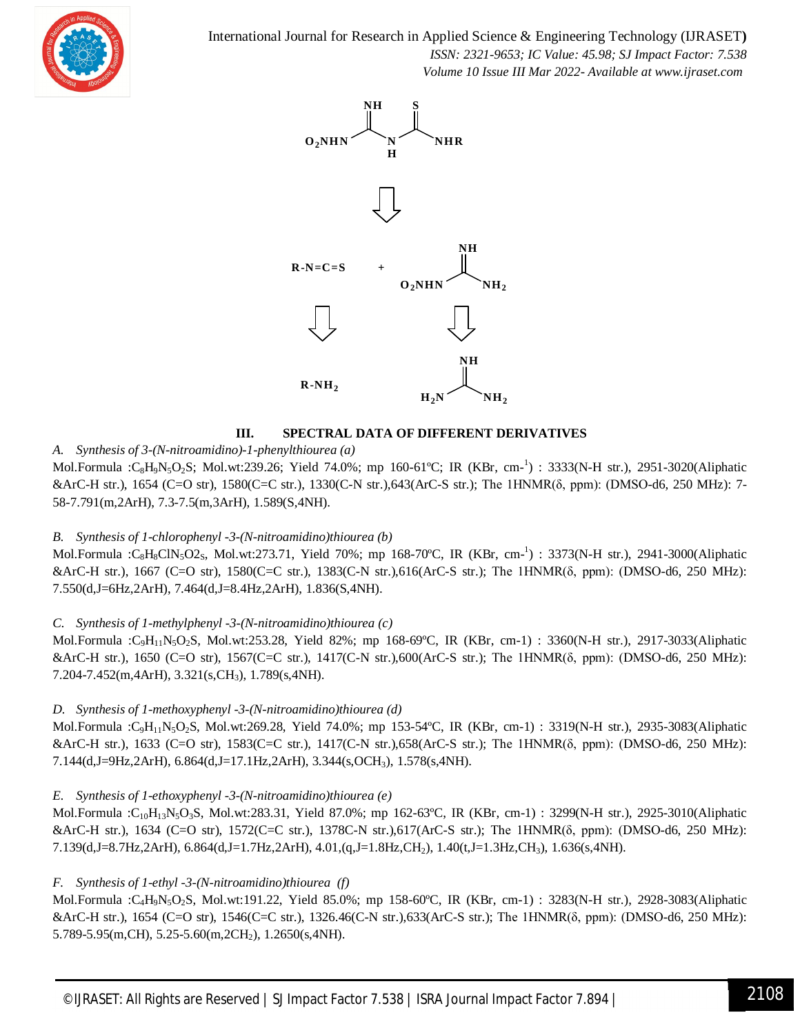## III. SPECTRAL DATA OF DIFFERENT DERIVATIVES

### A. *Synthesis of 3-(N-nitroamidino)-1-phenylthiourea (a)*

Mol.Formula :$C_8H_9N_5O_2S$; Mol.wt:239.26; Yield 74.0%; mp 160-61ºC; IR (KBr, cm-[1]) : 3333(N-H str.), 2951-3020(Aliphatic &ArC-H str.), 1654 (C=O str), 1580(C=C str.), 1330(C-N str.),643(ArC-S str.); The 1HNMR(δ, ppm): (DMSO-d6, 250 MHz): 7-58-7.791(m,2ArH), 7.3-7.5(m,3ArH), 1.589(S,4NH).

### B. *Synthesis of 1-chlorophenyl -3-(N-nitroamidino)thiourea (b)*

Mol.Formula :$C_8H_8ClN_5O2_S$, Mol.wt:273.71, Yield 70%; mp 168-70ºC, IR (KBr, cm-[1]) : 3373(N-H str.), 2941-3000(Aliphatic &ArC-H str.), 1667 (C=O str), 1580(C=C str.), 1383(C-N str.),616(ArC-S str.); The 1HNMR(δ, ppm): (DMSO-d6, 250 MHz): 7.550(d,J=6Hz,2ArH), 7.464(d,J=8.4Hz,2ArH), 1.836(S,4NH).

### C. *Synthesis of 1-methylphenyl -3-(N-nitroamidino)thiourea (c)*

Mol.Formula :$C_9H_{11}N_5O_2S$, Mol.wt:253.28, Yield 82%; mp 168-69ºC, IR (KBr, cm-1) : 3360(N-H str.), 2917-3033(Aliphatic &ArC-H str.), 1650 (C=O str), 1567(C=C str.), 1417(C-N str.),600(ArC-S str.); The 1HNMR(δ, ppm): (DMSO-d6, 250 MHz): 7.204-7.452(m,4ArH), 3.321(s,$CH_3$), 1.789(s,4NH).

### D. *Synthesis of 1-methoxyphenyl -3-(N-nitroamidino)thiourea (d)*

Mol.Formula :$C_9H_{11}N_5O_2S$, Mol.wt:269.28, Yield 74.0%; mp 153-54ºC, IR (KBr, cm-1) : 3319(N-H str.), 2935-3083(Aliphatic &ArC-H str.), 1633 (C=O str), 1583(C=C str.), 1417(C-N str.),658(ArC-S str.); The 1HNMR(δ, ppm): (DMSO-d6, 250 MHz): 7.144(d,J=9Hz,2ArH), 6.864(d,J=17.1Hz,2ArH), 3.344(s,$OCH_3$), 1.578(s,4NH).

### E. *Synthesis of 1-ethoxyphenyl -3-(N-nitroamidino)thiourea (e)*

Mol.Formula :$C_{10}H_{13}N_5O_3S$, Mol.wt:283.31, Yield 87.0%; mp 162-63ºC, IR (KBr, cm-1) : 3299(N-H str.), 2925-3010(Aliphatic &ArC-H str.), 1634 (C=O str), 1572(C=C str.), 1378C-N str.),617(ArC-S str.); The 1HNMR(δ, ppm): (DMSO-d6, 250 MHz): 7.139(d,J=8.7Hz,2ArH), 6.864(d,J=1.7Hz,2ArH), 4.01,(q,J=1.8Hz,$CH_2$), 1.40(t,J=1.3Hz,$CH_3$), 1.636(s,4NH).

### F. *Synthesis of 1-ethyl -3-(N-nitroamidino)thiourea (f)*

Mol.Formula :$C_4H_9N_5O_2S$, Mol.wt:191.22, Yield 85.0%; mp 158-60ºC, IR (KBr, cm-1) : 3283(N-H str.), 2928-3083(Aliphatic &ArC-H str.), 1654 (C=O str), 1546(C=C str.), 1326.46(C-N str.),633(ArC-S str.); The 1HNMR(δ, ppm): (DMSO-d6, 250 MHz): 5.789-5.95(m,CH), 5.25-5.60(m,2$CH_2$), 1.2650(s,4NH).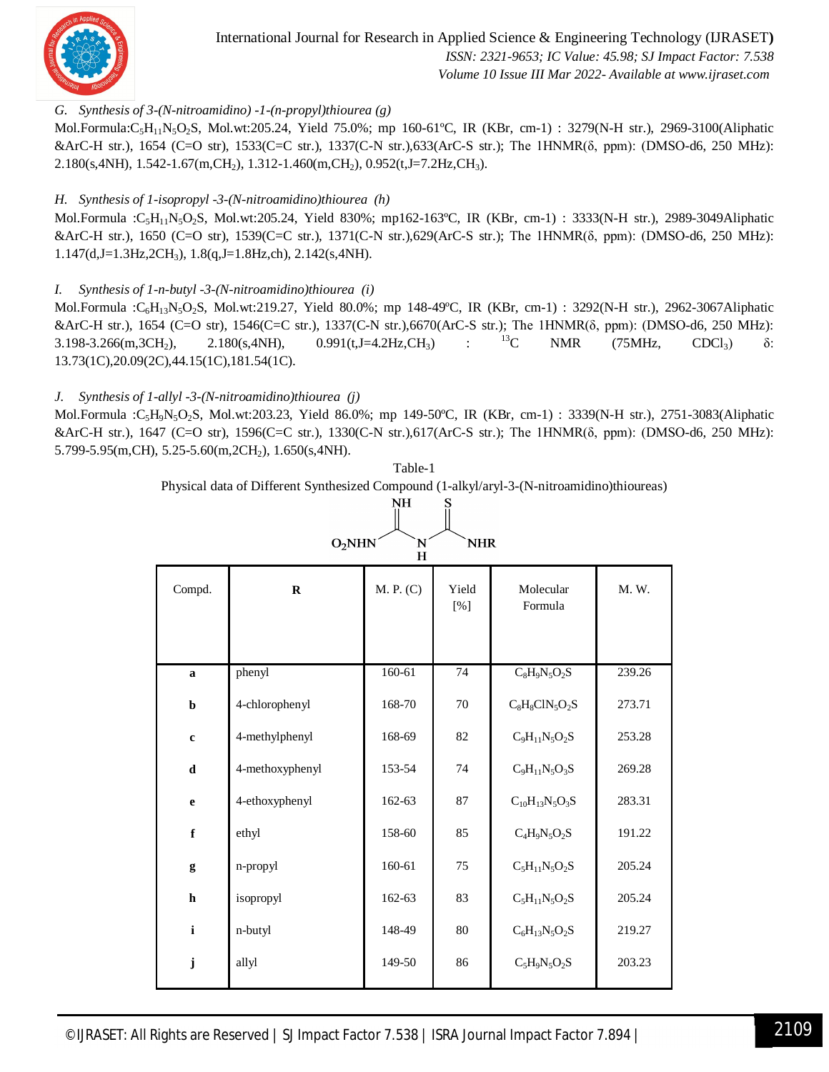### G. *Synthesis of 3-(N-nitroamidino) -1-(n-propyl)thiourea (g)*

Mol.Formula:$C_5H_{11}N_5O_2S$, Mol.wt:205.24, Yield 75.0%; mp 160-61ºC, IR (KBr, cm-1) : 3279(N-H str.), 2969-3100(Aliphatic &ArC-H str.), 1654 (C=O str), 1533(C=C str.), 1337(C-N str.),633(ArC-S str.); The 1HNMR(δ, ppm): (DMSO-d6, 250 MHz): 2.180(s,4NH), 1.542-1.67(m,$CH_2$), 1.312-1.460(m,$CH_2$), 0.952(t,J=7.2Hz,$CH_3$).

### H. *Synthesis of 1-isopropyl -3-(N-nitroamidino)thiourea (h)*

Mol.Formula :$C_5H_{11}N_5O_2S$, Mol.wt:205.24, Yield 830%; mp162-163ºC, IR (KBr, cm-1) : 3333(N-H str.), 2989-3049Aliphatic &ArC-H str.), 1650 (C=O str), 1539(C=C str.), 1371(C-N str.),629(ArC-S str.); The 1HNMR(δ, ppm): (DMSO-d6, 250 MHz): 1.147(d,J=1.3Hz,2$CH_3$), 1.8(q,J=1.8Hz,ch), 2.142(s,4NH).

### I. *Synthesis of 1-n-butyl -3-(N-nitroamidino)thiourea (i)*

Mol.Formula :$C_6H_{13}N_5O_2S$, Mol.wt:219.27, Yield 80.0%; mp 148-49ºC, IR (KBr, cm-1) : 3292(N-H str.), 2962-3067Aliphatic &ArC-H str.), 1654 (C=O str), 1546(C=C str.), 1337(C-N str.),6670(ArC-S str.); The 1HNMR(δ, ppm): (DMSO-d6, 250 MHz): 3.198-3.266(m,3$CH_2$), 2.180(s,4NH), 0.991(t,J=4.2Hz,$CH_3$) : $^{13}C$ NMR (75MHz, $CDCl_3$) δ: 13.73(1C),20.09(2C),44.15(1C),181.54(1C).

### J. *Synthesis of 1-allyl -3-(N-nitroamidino)thiourea (j)*

Mol.Formula :$C_5H_9N_5O_2S$, Mol.wt:203.23, Yield 86.0%; mp 149-50ºC, IR (KBr, cm-1) : 3339(N-H str.), 2751-3083(Aliphatic &ArC-H str.), 1647 (C=O str), 1596(C=C str.), 1330(C-N str.),617(ArC-S str.); The 1HNMR(δ, ppm): (DMSO-d6, 250 MHz): 5.799-5.95(m,CH), 5.25-5.60(m,2$CH_2$), 1.650(s,4NH).

Table-1

Physical data of Different Synthesized Compound (1-alkyl/aryl-3-(N-nitroamidino)thioureas)

$O_2NHN$–C(=NH)–NH–C(=S)–NHR

| Compd. | R | M. P. (C) | Yield [%] | Molecular Formula | M. W. |
|---|---|---|---|---|---|
| **a** | phenyl | 160-61 | 74 | $C_8H_9N_5O_2S$ | 239.26 |
| **b** | 4-chlorophenyl | 168-70 | 70 | $C_8H_8ClN_5O_2S$ | 273.71 |
| **c** | 4-methylphenyl | 168-69 | 82 | $C_9H_{11}N_5O_2S$ | 253.28 |
| **d** | 4-methoxyphenyl | 153-54 | 74 | $C_9H_{11}N_5O_3S$ | 269.28 |
| **e** | 4-ethoxyphenyl | 162-63 | 87 | $C_{10}H_{13}N_5O_3S$ | 283.31 |
| **f** | ethyl | 158-60 | 85 | $C_4H_9N_5O_2S$ | 191.22 |
| **g** | n-propyl | 160-61 | 75 | $C_5H_{11}N_5O_2S$ | 205.24 |
| **h** | isopropyl | 162-63 | 83 | $C_5H_{11}N_5O_2S$ | 205.24 |
| **i** | n-butyl | 148-49 | 80 | $C_6H_{13}N_5O_2S$ | 219.27 |
| **j** | allyl | 149-50 | 86 | $C_5H_9N_5O_2S$ | 203.23 |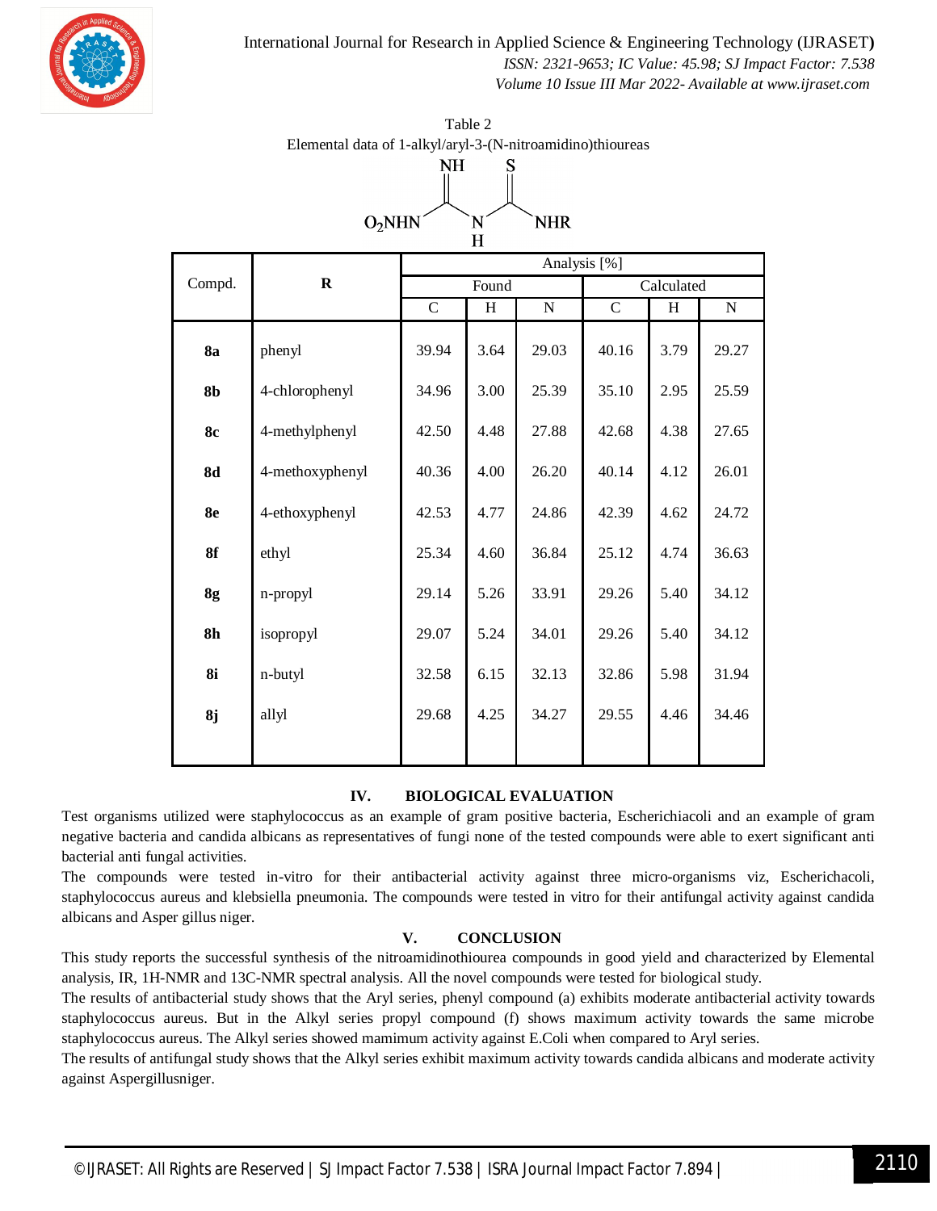Table 2

Elemental data of 1-alkyl/aryl-3-(N-nitroamidino)thioureas

| Compd. | R | Analysis [%] | | | | | |
|---|---|---|---|---|---|---|---|
| | | Found | | | Calculated | | |
| | | C | H | N | C | H | N |
| **8a** | phenyl | 39.94 | 3.64 | 29.03 | 40.16 | 3.79 | 29.27 |
| **8b** | 4-chlorophenyl | 34.96 | 3.00 | 25.39 | 35.10 | 2.95 | 25.59 |
| **8c** | 4-methylphenyl | 42.50 | 4.48 | 27.88 | 42.68 | 4.38 | 27.65 |
| **8d** | 4-methoxyphenyl | 40.36 | 4.00 | 26.20 | 40.14 | 4.12 | 26.01 |
| **8e** | 4-ethoxyphenyl | 42.53 | 4.77 | 24.86 | 42.39 | 4.62 | 24.72 |
| **8f** | ethyl | 25.34 | 4.60 | 36.84 | 25.12 | 4.74 | 36.63 |
| **8g** | n-propyl | 29.14 | 5.26 | 33.91 | 29.26 | 5.40 | 34.12 |
| **8h** | isopropyl | 29.07 | 5.24 | 34.01 | 29.26 | 5.40 | 34.12 |
| **8i** | n-butyl | 32.58 | 6.15 | 32.13 | 32.86 | 5.98 | 31.94 |
| **8j** | allyl | 29.68 | 4.25 | 34.27 | 29.55 | 4.46 | 34.46 |

## IV. BIOLOGICAL EVALUATION

Test organisms utilized were staphylococcus as an example of gram positive bacteria, Escherichiacoli and an example of gram negative bacteria and candida albicans as representatives of fungi none of the tested compounds were able to exert significant anti bacterial anti fungal activities.

The compounds were tested in-vitro for their antibacterial activity against three micro-organisms viz, Escherichacoli, staphylococcus aureus and klebsiella pneumonia. The compounds were tested in vitro for their antifungal activity against candida albicans and Asper gillus niger.

## V. CONCLUSION

This study reports the successful synthesis of the nitroamidinothiourea compounds in good yield and characterized by Elemental analysis, IR, 1H-NMR and 13C-NMR spectral analysis. All the novel compounds were tested for biological study.

The results of antibacterial study shows that the Aryl series, phenyl compound (a) exhibits moderate antibacterial activity towards staphylococcus aureus. But in the Alkyl series propyl compound (f) shows maximum activity towards the same microbe staphylococcus aureus. The Alkyl series showed mamimum activity against E.Coli when compared to Aryl series.

The results of antifungal study shows that the Alkyl series exhibit maximum activity towards candida albicans and moderate activity against Aspergillusniger.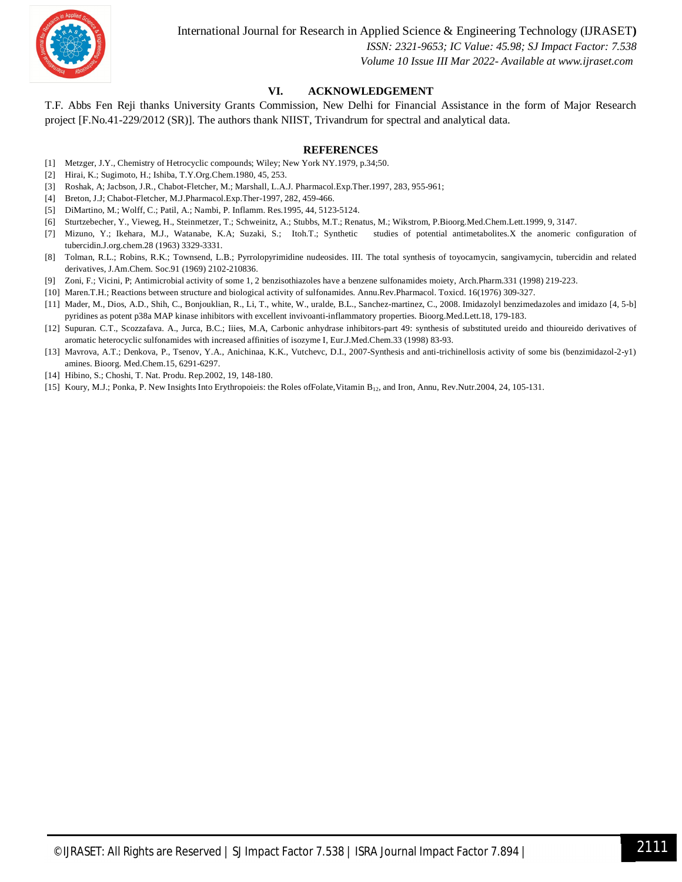## VI. ACKNOWLEDGEMENT

T.F. Abbs Fen Reji thanks University Grants Commission, New Delhi for Financial Assistance in the form of Major Research project [F.No.41-229/2012 (SR)]. The authors thank NIIST, Trivandrum for spectral and analytical data.

## REFERENCES

[1] Metzger, J.Y., Chemistry of Hetrocyclic compounds; Wiley; New York NY.1979, p.34;50.

[2] Hirai, K.; Sugimoto, H.; Ishiba, T.Y.Org.Chem.1980, 45, 253.

[3] Roshak, A; Jacbson, J.R., Chabot-Fletcher, M.; Marshall, L.A.J. Pharmacol.Exp.Ther.1997, 283, 955-961;

[4] Breton, J.J; Chabot-Fletcher, M.J.Pharmacol.Exp.Ther-1997, 282, 459-466.

[5] DiMartino, M.; Wolff, C.; Patil, A.; Nambi, P. Inflamm. Res.1995, 44, 5123-5124.

[6] Sturtzebecher, Y., Vieweg, H., Steinmetzer, T.; Schweinitz, A.; Stubbs, M.T.; Renatus, M.; Wikstrom, P.Bioorg.Med.Chem.Lett.1999, 9, 3147.

[7] Mizuno, Y.; Ikehara, M.J., Watanabe, K.A; Suzaki, S.; Itoh.T.; Synthetic studies of potential antimetabolites.X the anomeric configuration of tubercidin.J.org.chem.28 (1963) 3329-3331.

[8] Tolman, R.L.; Robins, R.K.; Townsend, L.B.; Pyrrolopyrimidine nudeosides. III. The total synthesis of toyocamycin, sangivamycin, tubercidin and related derivatives, J.Am.Chem. Soc.91 (1969) 2102-210836.

[9] Zoni, F.; Vicini, P; Antimicrobial activity of some 1, 2 benzisothiazoles have a benzene sulfonamides moiety, Arch.Pharm.331 (1998) 219-223.

[10] Maren.T.H.; Reactions between structure and biological activity of sulfonamides. Annu.Rev.Pharmacol. Toxicd. 16(1976) 309-327.

[11] Mader, M., Dios, A.D., Shih, C., Bonjouklian, R., Li, T., white, W., uralde, B.L., Sanchez-martinez, C., 2008. Imidazolyl benzimedazoles and imidazo [4, 5-b] pyridines as potent p38a MAP kinase inhibitors with excellent invivoanti-inflammatory properties. Bioorg.Med.Lett.18, 179-183.

[12] Supuran. C.T., Scozzafava. A., Jurca, B.C.; Iiies, M.A, Carbonic anhydrase inhibitors-part 49: synthesis of substituted ureido and thioureido derivatives of aromatic heterocyclic sulfonamides with increased affinities of isozyme I, Eur.J.Med.Chem.33 (1998) 83-93.

[13] Mavrova, A.T.; Denkova, P., Tsenov, Y.A., Anichinaa, K.K., Vutchevc, D.I., 2007-Synthesis and anti-trichinellosis activity of some bis (benzimidazol-2-y1) amines. Bioorg. Med.Chem.15, 6291-6297.

[14] Hibino, S.; Choshi, T. Nat. Produ. Rep.2002, 19, 148-180.

[15] Koury, M.J.; Ponka, P. New Insights Into Erythropoieis: the Roles ofFolate,Vitamin $B_{12}$, and Iron, Annu, Rev.Nutr.2004, 24, 105-131.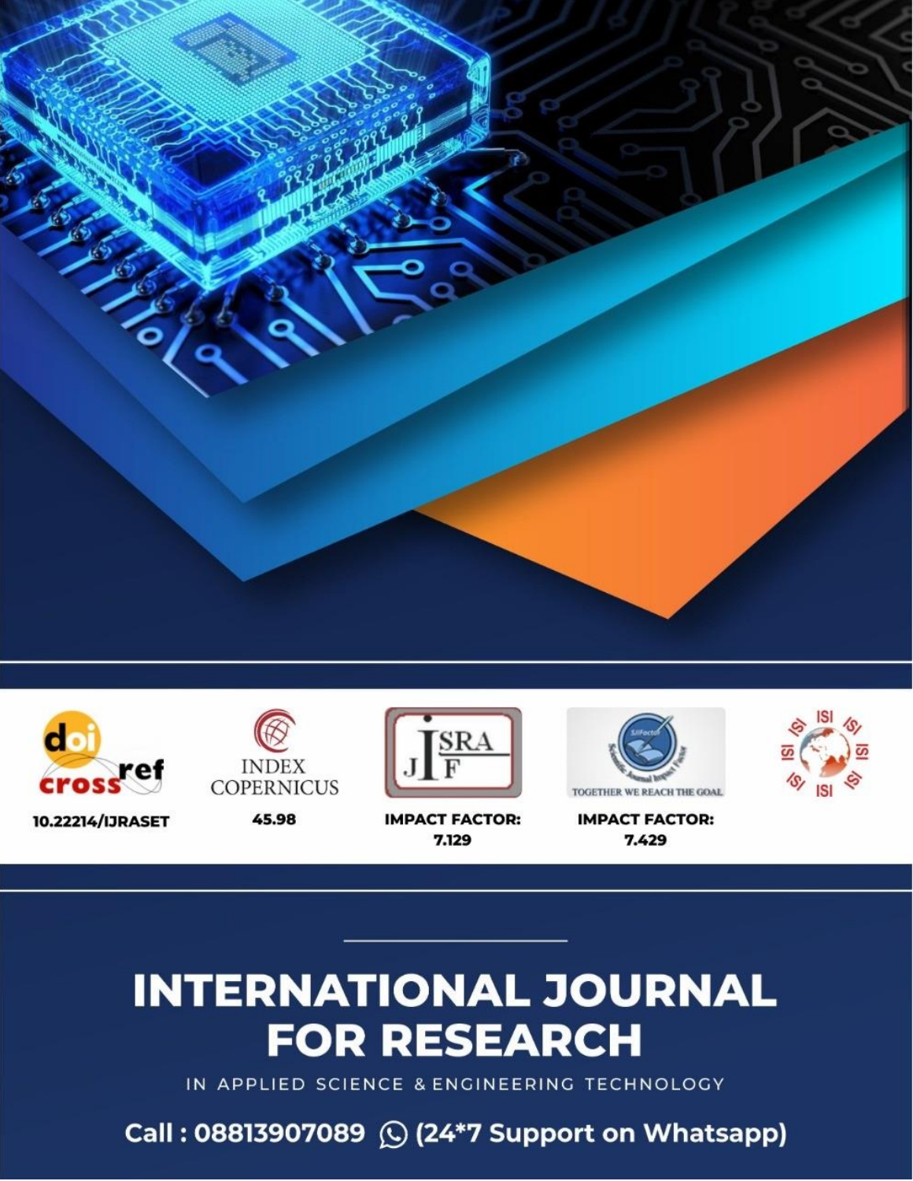10.22214/IJRASET

45.98

IMPACT FACTOR: 7.129

IMPACT FACTOR: 7.429

# INTERNATIONAL JOURNAL FOR RESEARCH

IN APPLIED SCIENCE & ENGINEERING TECHNOLOGY

Call : 08813907089 (24*7 Support on Whatsapp)